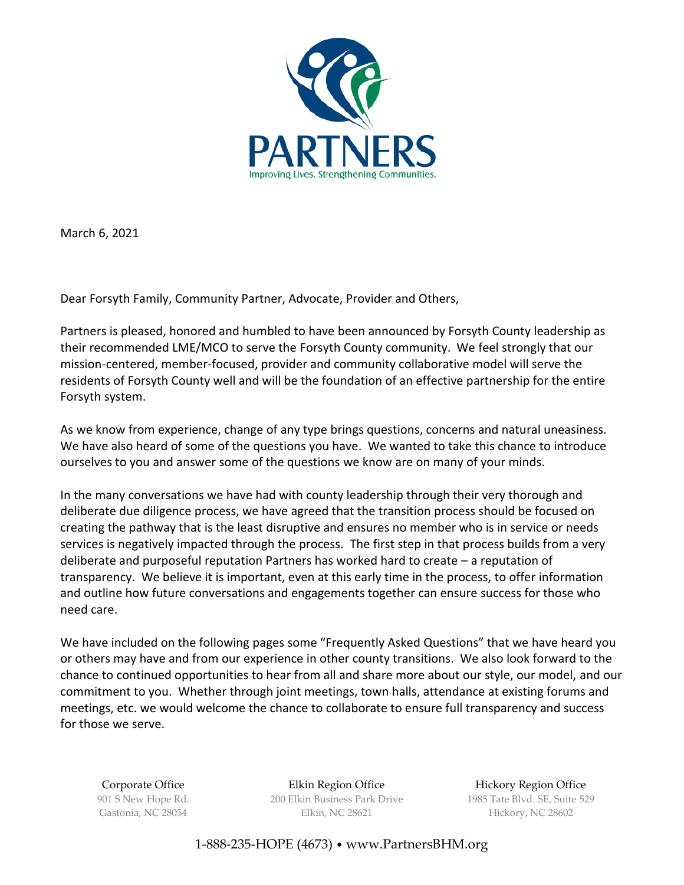PARTNERS

Improving Lives. Strengthening Communities.

March 6, 2021

Dear Forsyth Family, Community Partner, Advocate, Provider and Others,

Partners is pleased, honored and humbled to have been announced by Forsyth County leadership as their recommended LME/MCO to serve the Forsyth County community. We feel strongly that our mission-centered, member-focused, provider and community collaborative model will serve the residents of Forsyth County well and will be the foundation of an effective partnership for the entire Forsyth system.

As we know from experience, change of any type brings questions, concerns and natural uneasiness. We have also heard of some of the questions you have. We wanted to take this chance to introduce ourselves to you and answer some of the questions we know are on many of your minds.

In the many conversations we have had with county leadership through their very thorough and deliberate due diligence process, we have agreed that the transition process should be focused on creating the pathway that is the least disruptive and ensures no member who is in service or needs services is negatively impacted through the process. The first step in that process builds from a very deliberate and purposeful reputation Partners has worked hard to create – a reputation of transparency. We believe it is important, even at this early time in the process, to offer information and outline how future conversations and engagements together can ensure success for those who need care.

We have included on the following pages some "Frequently Asked Questions" that we have heard you or others may have and from our experience in other county transitions. We also look forward to the chance to continued opportunities to hear from all and share more about our style, our model, and our commitment to you. Whether through joint meetings, town halls, attendance at existing forums and meetings, etc. we would welcome the chance to collaborate to ensure full transparency and success for those we serve.

Corporate Office
901 S New Hope Rd.
Gastonia, NC 28054

Elkin Region Office
200 Elkin Business Park Drive
Elkin, NC 28621

Hickory Region Office
1985 Tate Blvd. SE, Suite 529
Hickory, NC 28602

1-888-235-HOPE (4673) • www.PartnersBHM.org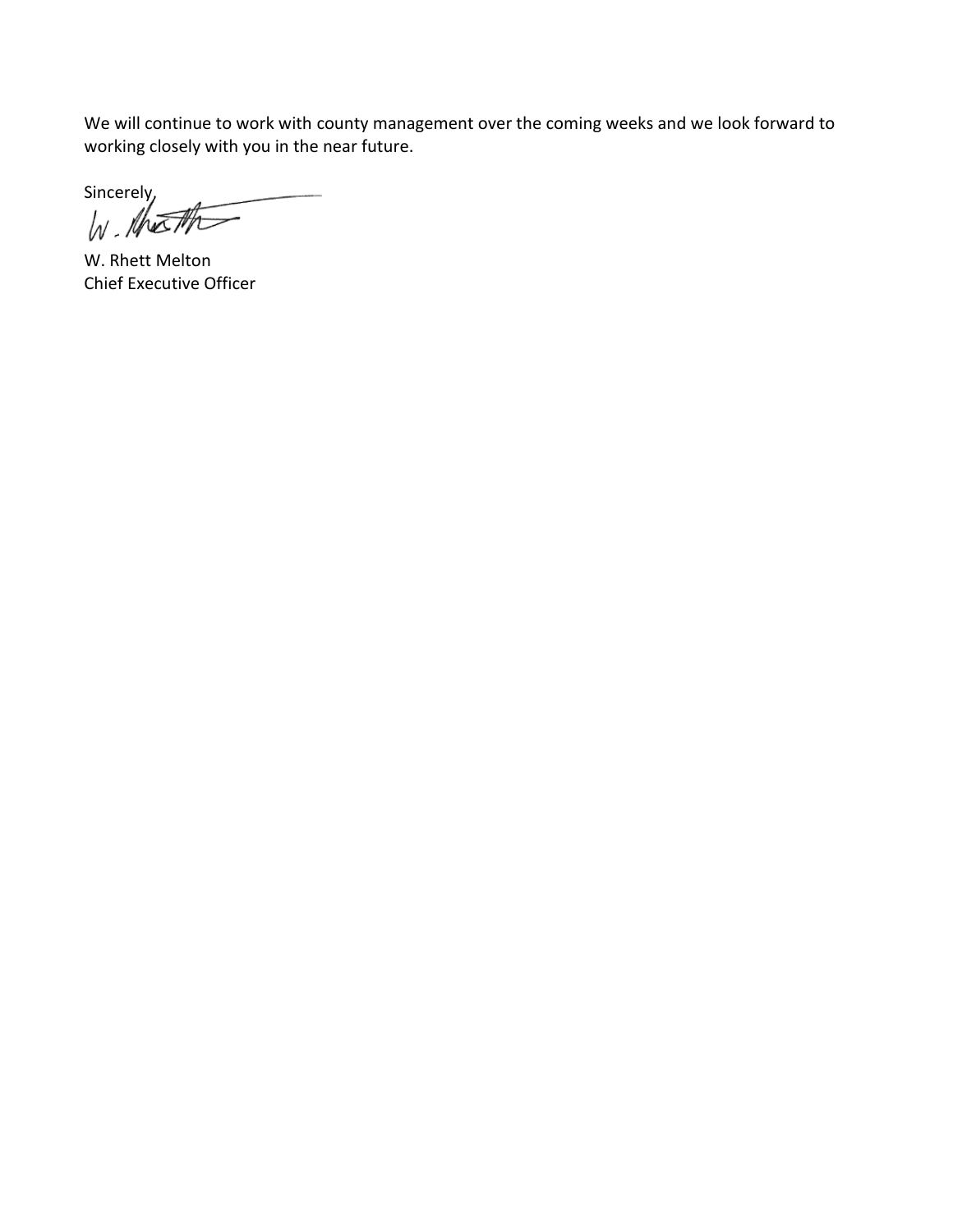We will continue to work with county management over the coming weeks and we look forward to working closely with you in the near future.

Sincerely,

W. Rhett Melton
Chief Executive Officer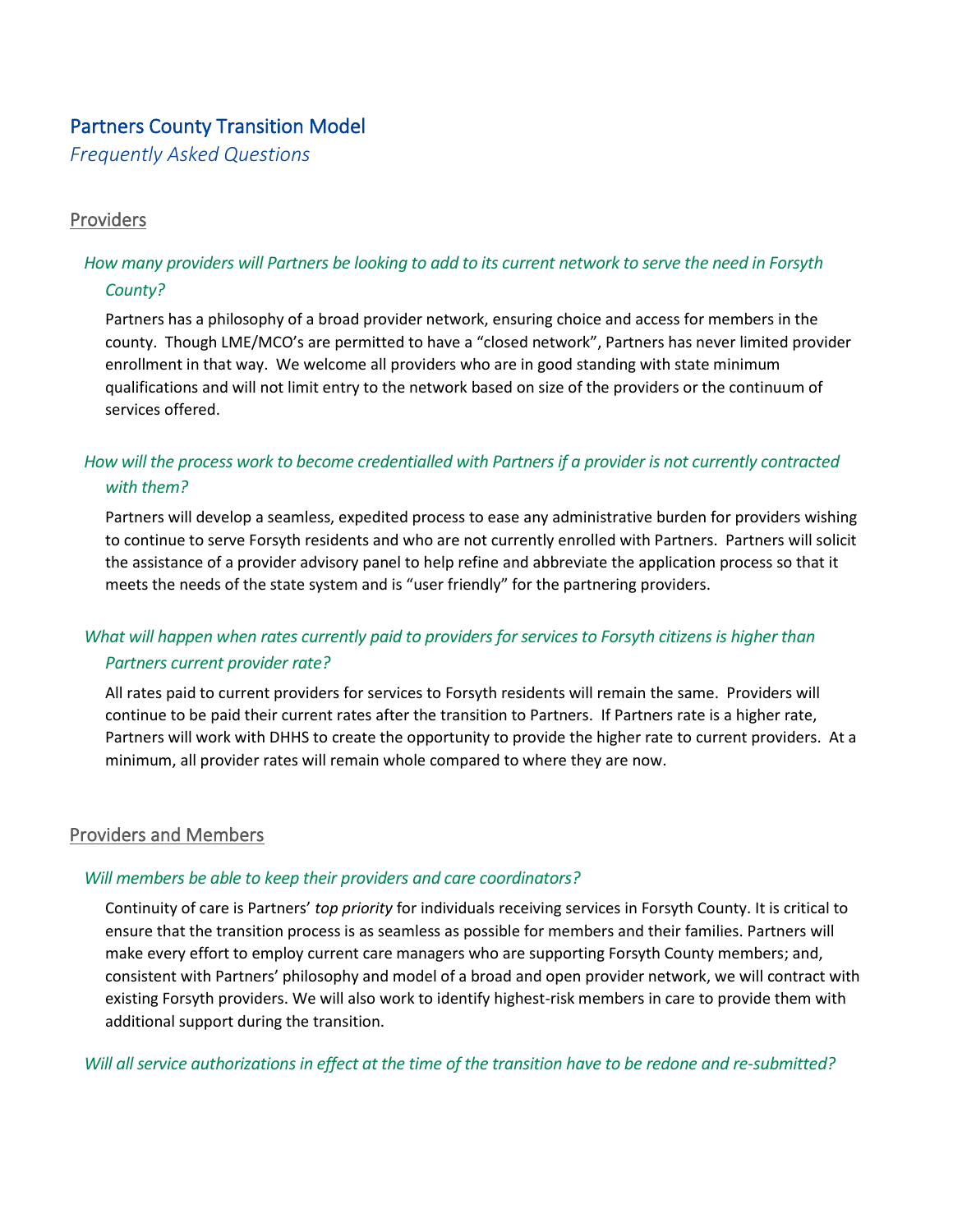# Partners County Transition Model

*Frequently Asked Questions*

## Providers

### *How many providers will Partners be looking to add to its current network to serve the need in Forsyth County?*

Partners has a philosophy of a broad provider network, ensuring choice and access for members in the county. Though LME/MCO's are permitted to have a "closed network", Partners has never limited provider enrollment in that way. We welcome all providers who are in good standing with state minimum qualifications and will not limit entry to the network based on size of the providers or the continuum of services offered.

### *How will the process work to become credentialled with Partners if a provider is not currently contracted with them?*

Partners will develop a seamless, expedited process to ease any administrative burden for providers wishing to continue to serve Forsyth residents and who are not currently enrolled with Partners. Partners will solicit the assistance of a provider advisory panel to help refine and abbreviate the application process so that it meets the needs of the state system and is "user friendly" for the partnering providers.

### *What will happen when rates currently paid to providers for services to Forsyth citizens is higher than Partners current provider rate?*

All rates paid to current providers for services to Forsyth residents will remain the same. Providers will continue to be paid their current rates after the transition to Partners. If Partners rate is a higher rate, Partners will work with DHHS to create the opportunity to provide the higher rate to current providers. At a minimum, all provider rates will remain whole compared to where they are now.

## Providers and Members

### *Will members be able to keep their providers and care coordinators?*

Continuity of care is Partners' *top priority* for individuals receiving services in Forsyth County. It is critical to ensure that the transition process is as seamless as possible for members and their families. Partners will make every effort to employ current care managers who are supporting Forsyth County members; and, consistent with Partners' philosophy and model of a broad and open provider network, we will contract with existing Forsyth providers. We will also work to identify highest-risk members in care to provide them with additional support during the transition.

### *Will all service authorizations in effect at the time of the transition have to be redone and re-submitted?*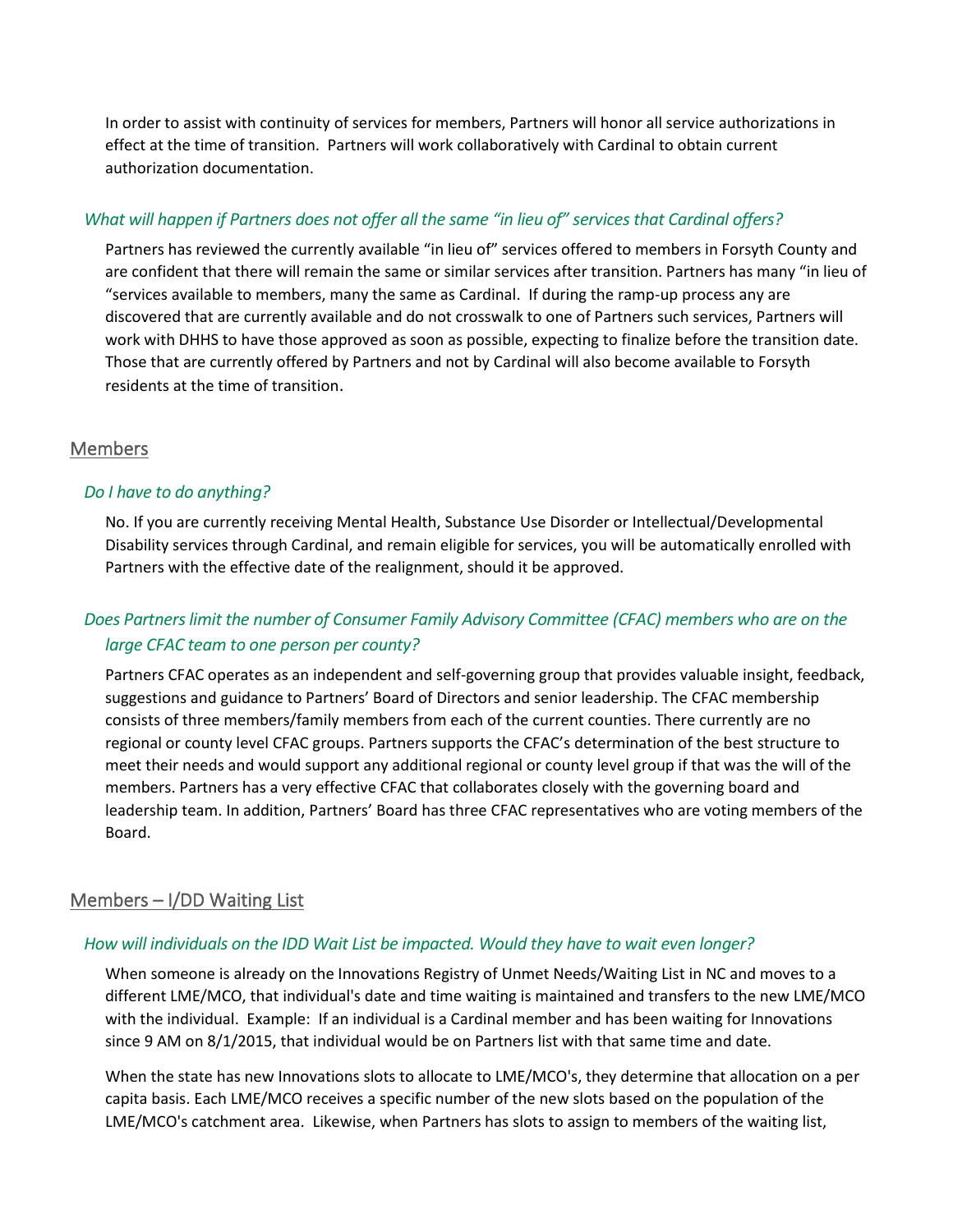In order to assist with continuity of services for members, Partners will honor all service authorizations in effect at the time of transition. Partners will work collaboratively with Cardinal to obtain current authorization documentation.

### *What will happen if Partners does not offer all the same "in lieu of" services that Cardinal offers?*

Partners has reviewed the currently available "in lieu of" services offered to members in Forsyth County and are confident that there will remain the same or similar services after transition. Partners has many "in lieu of "services available to members, many the same as Cardinal. If during the ramp-up process any are discovered that are currently available and do not crosswalk to one of Partners such services, Partners will work with DHHS to have those approved as soon as possible, expecting to finalize before the transition date. Those that are currently offered by Partners and not by Cardinal will also become available to Forsyth residents at the time of transition.

## Members

### *Do I have to do anything?*

No. If you are currently receiving Mental Health, Substance Use Disorder or Intellectual/Developmental Disability services through Cardinal, and remain eligible for services, you will be automatically enrolled with Partners with the effective date of the realignment, should it be approved.

### *Does Partners limit the number of Consumer Family Advisory Committee (CFAC) members who are on the large CFAC team to one person per county?*

Partners CFAC operates as an independent and self-governing group that provides valuable insight, feedback, suggestions and guidance to Partners' Board of Directors and senior leadership. The CFAC membership consists of three members/family members from each of the current counties. There currently are no regional or county level CFAC groups. Partners supports the CFAC's determination of the best structure to meet their needs and would support any additional regional or county level group if that was the will of the members. Partners has a very effective CFAC that collaborates closely with the governing board and leadership team. In addition, Partners' Board has three CFAC representatives who are voting members of the Board.

## Members – I/DD Waiting List

### *How will individuals on the IDD Wait List be impacted. Would they have to wait even longer?*

When someone is already on the Innovations Registry of Unmet Needs/Waiting List in NC and moves to a different LME/MCO, that individual's date and time waiting is maintained and transfers to the new LME/MCO with the individual. Example: If an individual is a Cardinal member and has been waiting for Innovations since 9 AM on 8/1/2015, that individual would be on Partners list with that same time and date.

When the state has new Innovations slots to allocate to LME/MCO's, they determine that allocation on a per capita basis. Each LME/MCO receives a specific number of the new slots based on the population of the LME/MCO's catchment area. Likewise, when Partners has slots to assign to members of the waiting list,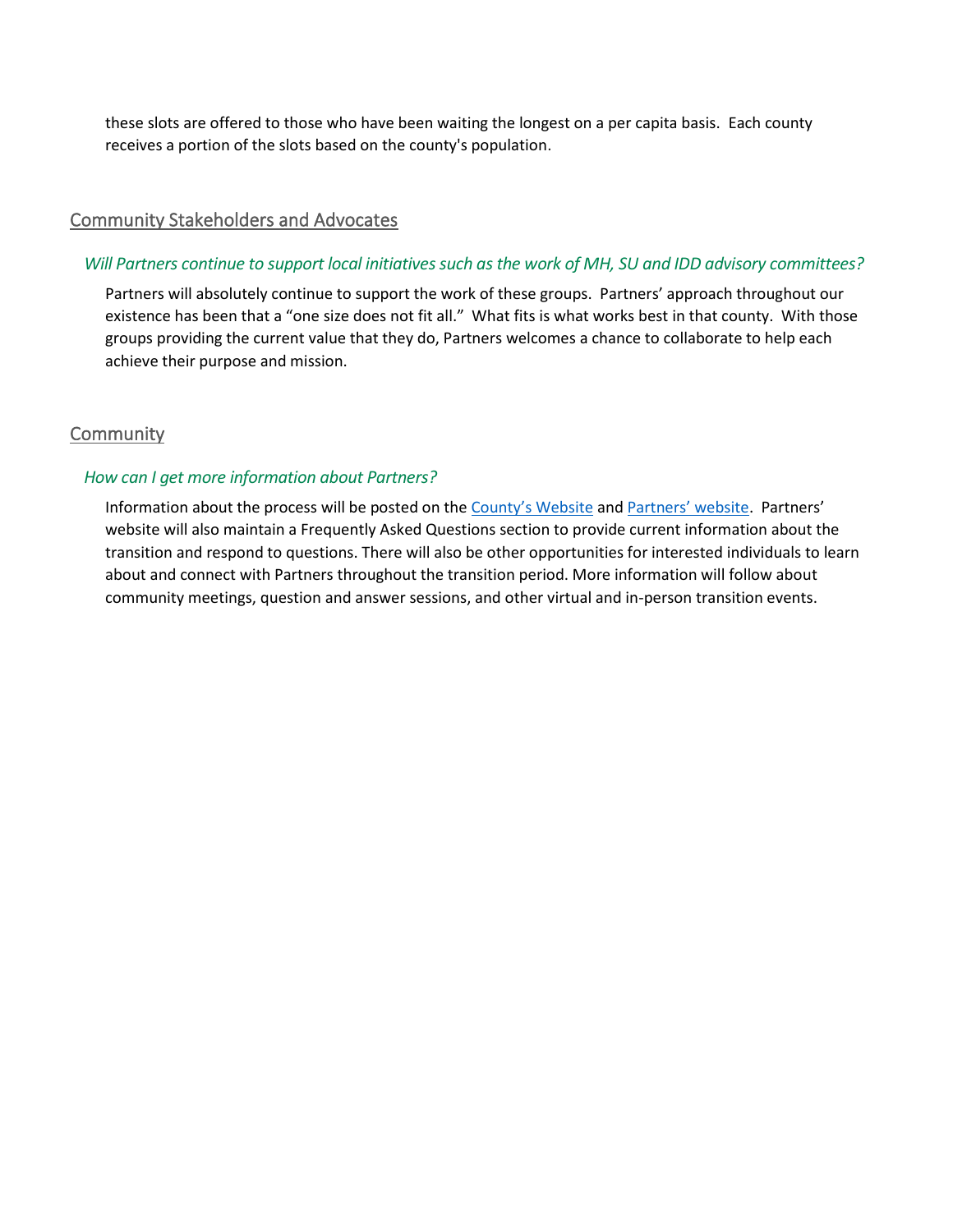these slots are offered to those who have been waiting the longest on a per capita basis. Each county receives a portion of the slots based on the county's population.

## Community Stakeholders and Advocates

### *Will Partners continue to support local initiatives such as the work of MH, SU and IDD advisory committees?*

Partners will absolutely continue to support the work of these groups. Partners' approach throughout our existence has been that a "one size does not fit all." What fits is what works best in that county. With those groups providing the current value that they do, Partners welcomes a chance to collaborate to help each achieve their purpose and mission.

## Community

### *How can I get more information about Partners?*

Information about the process will be posted on the County's Website and Partners' website. Partners' website will also maintain a Frequently Asked Questions section to provide current information about the transition and respond to questions. There will also be other opportunities for interested individuals to learn about and connect with Partners throughout the transition period. More information will follow about community meetings, question and answer sessions, and other virtual and in-person transition events.